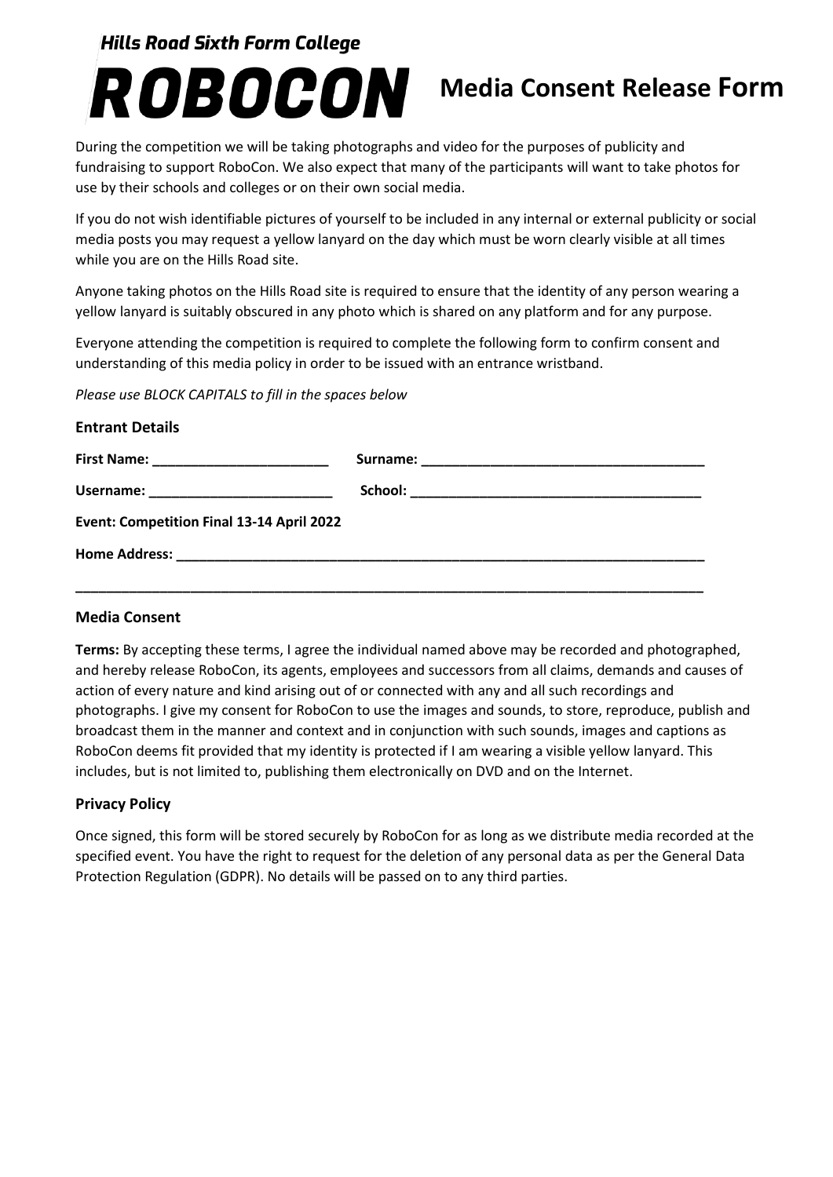*Hills Road Sixth Form College*

# ROBOCON Media Consent Release Form

During the competition we will be taking photographs and video for the purposes of publicity and fundraising to support RoboCon. We also expect that many of the participants will want to take photos for use by their schools and colleges or on their own social media.

If you do not wish identifiable pictures of yourself to be included in any internal or external publicity or social media posts you may request a yellow lanyard on the day which must be worn clearly visible at all times while you are on the Hills Road site.

Anyone taking photos on the Hills Road site is required to ensure that the identity of any person wearing a yellow lanyard is suitably obscured in any photo which is shared on any platform and for any purpose.

Everyone attending the competition is required to complete the following form to confirm consent and understanding of this media policy in order to be issued with an entrance wristband.

*Please use BLOCK CAPITALS to fill in the spaces below*

## Entrant Details

**First Name:** ________________________ **Surname:** ______________________________________

**Username:** ________________________ **School:** ________________________________________

**Event: Competition Final 13-14 April 2022**

**Home Address:** ________________________________________________________________________

____________________________________________________________________________________

## Media Consent

**Terms:** By accepting these terms, I agree the individual named above may be recorded and photographed, and hereby release RoboCon, its agents, employees and successors from all claims, demands and causes of action of every nature and kind arising out of or connected with any and all such recordings and photographs. I give my consent for RoboCon to use the images and sounds, to store, reproduce, publish and broadcast them in the manner and context and in conjunction with such sounds, images and captions as RoboCon deems fit provided that my identity is protected if I am wearing a visible yellow lanyard. This includes, but is not limited to, publishing them electronically on DVD and on the Internet.

## Privacy Policy

Once signed, this form will be stored securely by RoboCon for as long as we distribute media recorded at the specified event. You have the right to request for the deletion of any personal data as per the General Data Protection Regulation (GDPR). No details will be passed on to any third parties.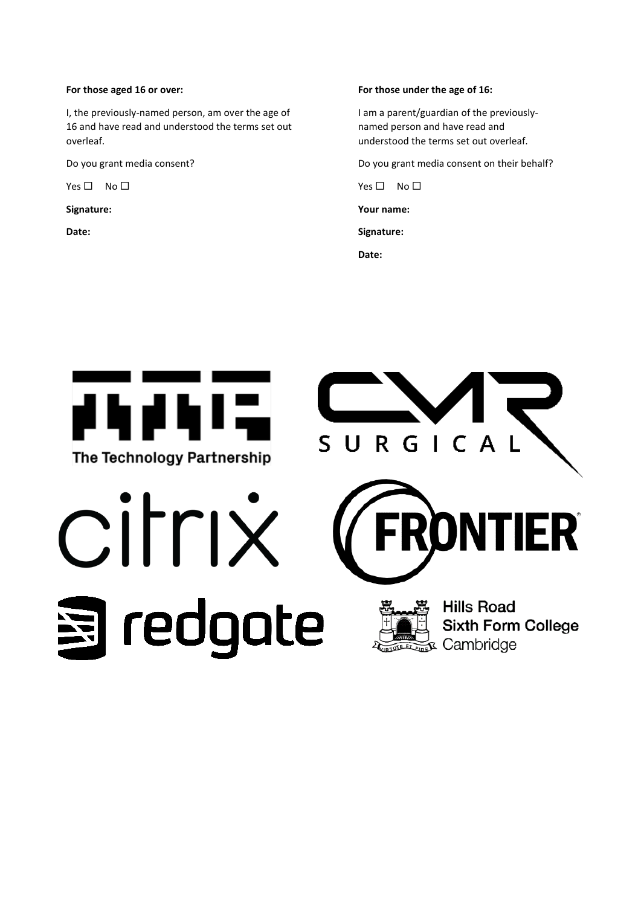**For those aged 16 or over:**

I, the previously-named person, am over the age of 16 and have read and understood the terms set out overleaf.

Do you grant media consent?

Yes ☐ No ☐

**Signature:**

**Date:**

**For those under the age of 16:**

I am a parent/guardian of the previously-named person and have read and understood the terms set out overleaf.

Do you grant media consent on their behalf?

Yes ☐ No ☐

**Your name:**

**Signature:**

**Date:**

The Technology Partnership

CMR SURGICAL

citrix

FRONTIER

redgate

Hills Road Sixth Form College Cambridge